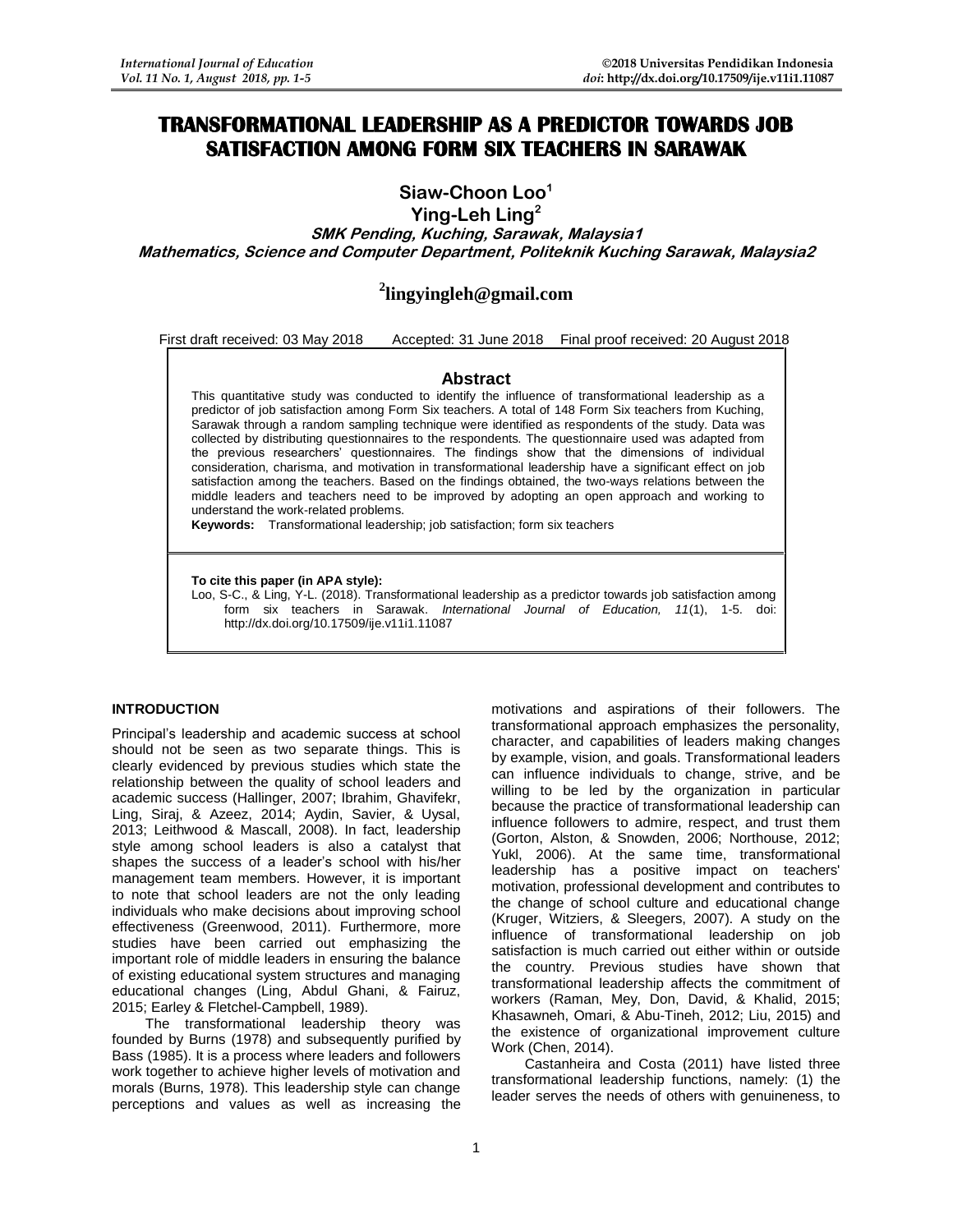# TRANSFORMATIONAL LEADERSHIP AS A PREDICTOR TOWARDS JOB SATISFACTION AMONG FORM SIX TEACHERS IN SARAWAK

**Siaw-Choon Loo[1]**
**Ying-Leh Ling[2]**

***SMK Pending, Kuching, Sarawak, Malaysia1***
***Mathematics, Science and Computer Department, Politeknik Kuching Sarawak, Malaysia2***

**[2]lingyingleh@gmail.com**

First draft received: 03 May 2018 Accepted: 31 June 2018 Final proof received: 20 August 2018

## Abstract

This quantitative study was conducted to identify the influence of transformational leadership as a predictor of job satisfaction among Form Six teachers. A total of 148 Form Six teachers from Kuching, Sarawak through a random sampling technique were identified as respondents of the study. Data was collected by distributing questionnaires to the respondents. The questionnaire used was adapted from the previous researchers' questionnaires. The findings show that the dimensions of individual consideration, charisma, and motivation in transformational leadership have a significant effect on job satisfaction among the teachers. Based on the findings obtained, the two-ways relations between the middle leaders and teachers need to be improved by adopting an open approach and working to understand the work-related problems.

**Keywords:** Transformational leadership; job satisfaction; form six teachers

**To cite this paper (in APA style):**
Loo, S-C., & Ling, Y-L. (2018). Transformational leadership as a predictor towards job satisfaction among form six teachers in Sarawak. *International Journal of Education, 11*(1), 1-5. doi: http://dx.doi.org/10.17509/ije.v11i1.11087

## INTRODUCTION

Principal's leadership and academic success at school should not be seen as two separate things. This is clearly evidenced by previous studies which state the relationship between the quality of school leaders and academic success (Hallinger, 2007; Ibrahim, Ghavifekr, Ling, Siraj, & Azeez, 2014; Aydin, Savier, & Uysal, 2013; Leithwood & Mascall, 2008). In fact, leadership style among school leaders is also a catalyst that shapes the success of a leader's school with his/her management team members. However, it is important to note that school leaders are not the only leading individuals who make decisions about improving school effectiveness (Greenwood, 2011). Furthermore, more studies have been carried out emphasizing the important role of middle leaders in ensuring the balance of existing educational system structures and managing educational changes (Ling, Abdul Ghani, & Fairuz, 2015; Earley & Fletchel-Campbell, 1989).

The transformational leadership theory was founded by Burns (1978) and subsequently purified by Bass (1985). It is a process where leaders and followers work together to achieve higher levels of motivation and morals (Burns, 1978). This leadership style can change perceptions and values as well as increasing the motivations and aspirations of their followers. The transformational approach emphasizes the personality, character, and capabilities of leaders making changes by example, vision, and goals. Transformational leaders can influence individuals to change, strive, and be willing to be led by the organization in particular because the practice of transformational leadership can influence followers to admire, respect, and trust them (Gorton, Alston, & Snowden, 2006; Northouse, 2012; Yukl, 2006). At the same time, transformational leadership has a positive impact on teachers' motivation, professional development and contributes to the change of school culture and educational change (Kruger, Witziers, & Sleegers, 2007). A study on the influence of transformational leadership on job satisfaction is much carried out either within or outside the country. Previous studies have shown that transformational leadership affects the commitment of workers (Raman, Mey, Don, David, & Khalid, 2015; Khasawneh, Omari, & Abu-Tineh, 2012; Liu, 2015) and the existence of organizational improvement culture Work (Chen, 2014).

Castanheira and Costa (2011) have listed three transformational leadership functions, namely: (1) the leader serves the needs of others with genuineness, to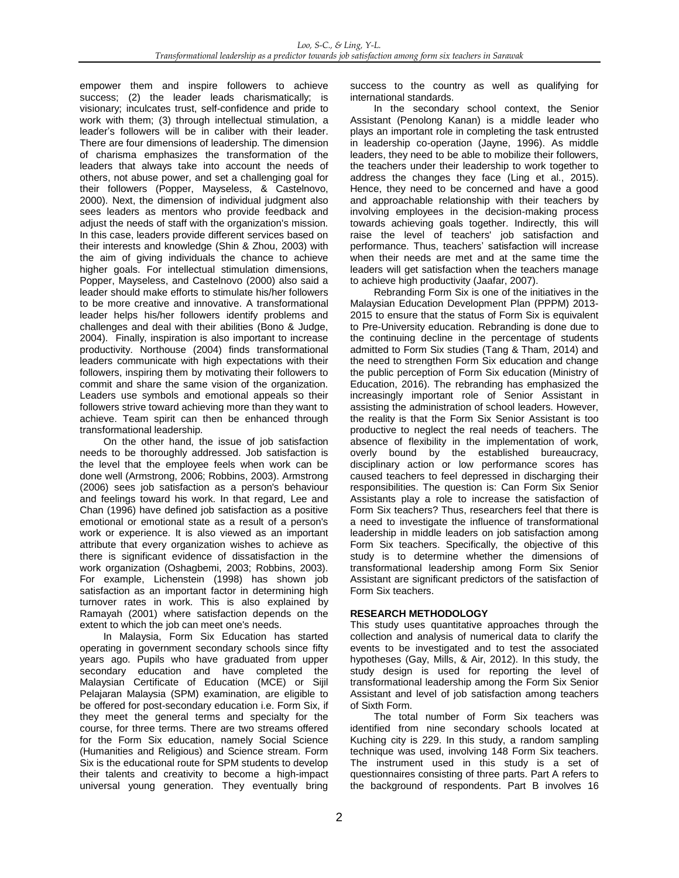empower them and inspire followers to achieve success; (2) the leader leads charismatically; is visionary; inculcates trust, self-confidence and pride to work with them; (3) through intellectual stimulation, a leader's followers will be in caliber with their leader. There are four dimensions of leadership. The dimension of charisma emphasizes the transformation of the leaders that always take into account the needs of others, not abuse power, and set a challenging goal for their followers (Popper, Mayseless, & Castelnovo, 2000). Next, the dimension of individual judgment also sees leaders as mentors who provide feedback and adjust the needs of staff with the organization's mission. In this case, leaders provide different services based on their interests and knowledge (Shin & Zhou, 2003) with the aim of giving individuals the chance to achieve higher goals. For intellectual stimulation dimensions, Popper, Mayseless, and Castelnovo (2000) also said a leader should make efforts to stimulate his/her followers to be more creative and innovative. A transformational leader helps his/her followers identify problems and challenges and deal with their abilities (Bono & Judge, 2004). Finally, inspiration is also important to increase productivity. Northouse (2004) finds transformational leaders communicate with high expectations with their followers, inspiring them by motivating their followers to commit and share the same vision of the organization. Leaders use symbols and emotional appeals so their followers strive toward achieving more than they want to achieve. Team spirit can then be enhanced through transformational leadership.

On the other hand, the issue of job satisfaction needs to be thoroughly addressed. Job satisfaction is the level that the employee feels when work can be done well (Armstrong, 2006; Robbins, 2003). Armstrong (2006) sees job satisfaction as a person's behaviour and feelings toward his work. In that regard, Lee and Chan (1996) have defined job satisfaction as a positive emotional or emotional state as a result of a person's work or experience. It is also viewed as an important attribute that every organization wishes to achieve as there is significant evidence of dissatisfaction in the work organization (Oshagbemi, 2003; Robbins, 2003). For example, Lichenstein (1998) has shown job satisfaction as an important factor in determining high turnover rates in work. This is also explained by Ramayah (2001) where satisfaction depends on the extent to which the job can meet one's needs.

In Malaysia, Form Six Education has started operating in government secondary schools since fifty years ago. Pupils who have graduated from upper secondary education and have completed the Malaysian Certificate of Education (MCE) or Sijil Pelajaran Malaysia (SPM) examination, are eligible to be offered for post-secondary education i.e. Form Six, if they meet the general terms and specialty for the course, for three terms. There are two streams offered for the Form Six education, namely Social Science (Humanities and Religious) and Science stream. Form Six is the educational route for SPM students to develop their talents and creativity to become a high-impact universal young generation. They eventually bring success to the country as well as qualifying for international standards.

In the secondary school context, the Senior Assistant (Penolong Kanan) is a middle leader who plays an important role in completing the task entrusted in leadership co-operation (Jayne, 1996). As middle leaders, they need to be able to mobilize their followers, the teachers under their leadership to work together to address the changes they face (Ling et al., 2015). Hence, they need to be concerned and have a good and approachable relationship with their teachers by involving employees in the decision-making process towards achieving goals together. Indirectly, this will raise the level of teachers' job satisfaction and performance. Thus, teachers' satisfaction will increase when their needs are met and at the same time the leaders will get satisfaction when the teachers manage to achieve high productivity (Jaafar, 2007).

Rebranding Form Six is one of the initiatives in the Malaysian Education Development Plan (PPPM) 2013-2015 to ensure that the status of Form Six is equivalent to Pre-University education. Rebranding is done due to the continuing decline in the percentage of students admitted to Form Six studies (Tang & Tham, 2014) and the need to strengthen Form Six education and change the public perception of Form Six education (Ministry of Education, 2016). The rebranding has emphasized the increasingly important role of Senior Assistant in assisting the administration of school leaders. However, the reality is that the Form Six Senior Assistant is too productive to neglect the real needs of teachers. The absence of flexibility in the implementation of work, overly bound by the established bureaucracy, disciplinary action or low performance scores has caused teachers to feel depressed in discharging their responsibilities. The question is: Can Form Six Senior Assistants play a role to increase the satisfaction of Form Six teachers? Thus, researchers feel that there is a need to investigate the influence of transformational leadership in middle leaders on job satisfaction among Form Six teachers. Specifically, the objective of this study is to determine whether the dimensions of transformational leadership among Form Six Senior Assistant are significant predictors of the satisfaction of Form Six teachers.

## RESEARCH METHODOLOGY

This study uses quantitative approaches through the collection and analysis of numerical data to clarify the events to be investigated and to test the associated hypotheses (Gay, Mills, & Air, 2012). In this study, the study design is used for reporting the level of transformational leadership among the Form Six Senior Assistant and level of job satisfaction among teachers of Sixth Form.

The total number of Form Six teachers was identified from nine secondary schools located at Kuching city is 229. In this study, a random sampling technique was used, involving 148 Form Six teachers. The instrument used in this study is a set of questionnaires consisting of three parts. Part A refers to the background of respondents. Part B involves 16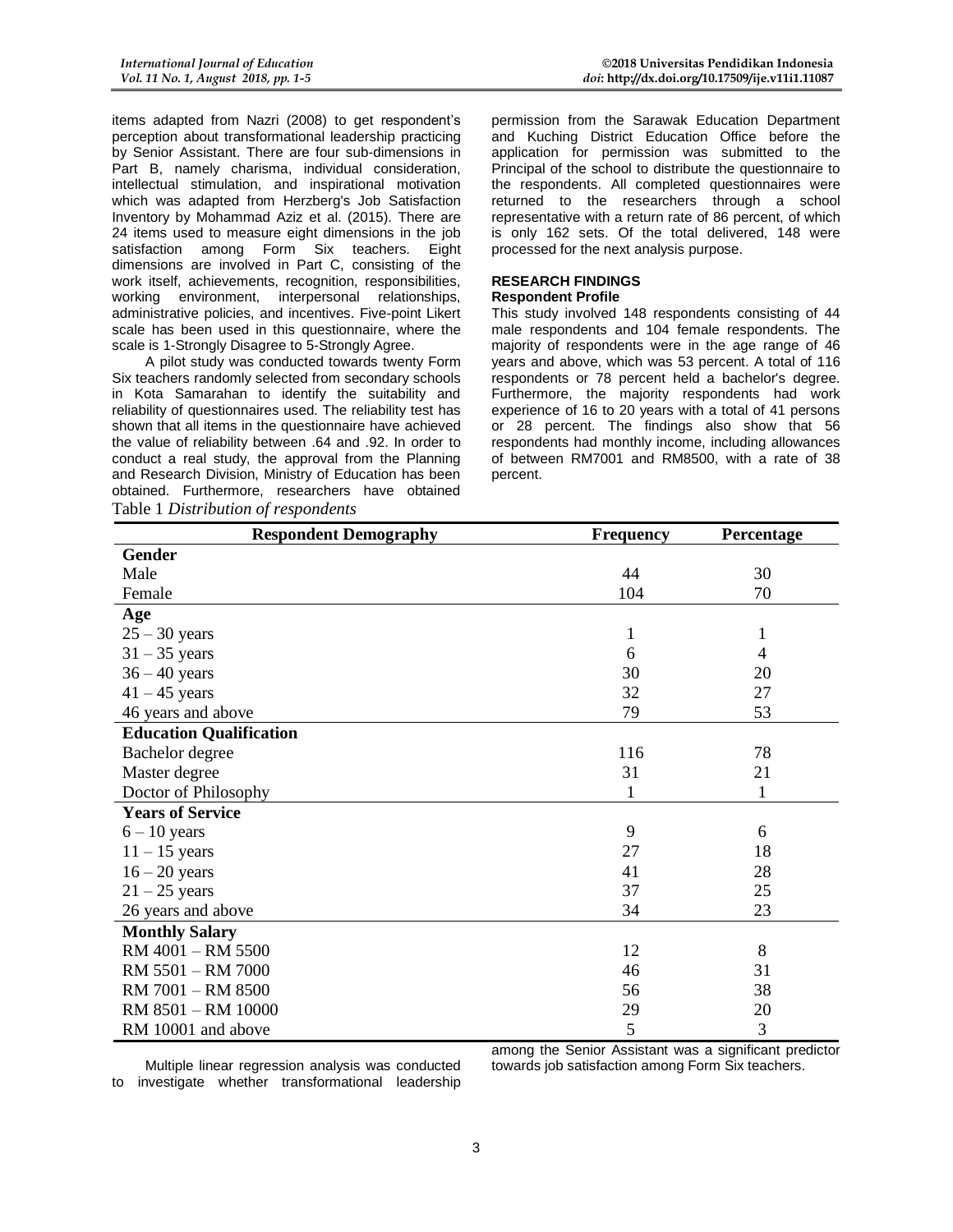items adapted from Nazri (2008) to get respondent's perception about transformational leadership practicing by Senior Assistant. There are four sub-dimensions in Part B, namely charisma, individual consideration, intellectual stimulation, and inspirational motivation which was adapted from Herzberg's Job Satisfaction Inventory by Mohammad Aziz et al. (2015). There are 24 items used to measure eight dimensions in the job satisfaction among Form Six teachers. Eight dimensions are involved in Part C, consisting of the work itself, achievements, recognition, responsibilities, working environment, interpersonal relationships, administrative policies, and incentives. Five-point Likert scale has been used in this questionnaire, where the scale is 1-Strongly Disagree to 5-Strongly Agree.

A pilot study was conducted towards twenty Form Six teachers randomly selected from secondary schools in Kota Samarahan to identify the suitability and reliability of questionnaires used. The reliability test has shown that all items in the questionnaire have achieved the value of reliability between .64 and .92. In order to conduct a real study, the approval from the Planning and Research Division, Ministry of Education has been obtained. Furthermore, researchers have obtained permission from the Sarawak Education Department and Kuching District Education Office before the application for permission was submitted to the Principal of the school to distribute the questionnaire to the respondents. All completed questionnaires were returned to the researchers through a school representative with a return rate of 86 percent, of which is only 162 sets. Of the total delivered, 148 were processed for the next analysis purpose.

## RESEARCH FINDINGS

### Respondent Profile

This study involved 148 respondents consisting of 44 male respondents and 104 female respondents. The majority of respondents were in the age range of 46 years and above, which was 53 percent. A total of 116 respondents or 78 percent held a bachelor's degree. Furthermore, the majority respondents had work experience of 16 to 20 years with a total of 41 persons or 28 percent. The findings also show that 56 respondents had monthly income, including allowances of between RM7001 and RM8500, with a rate of 38 percent.

Table 1 *Distribution of respondents*

| Respondent Demography | Frequency | Percentage |
|---|---|---|
| **Gender** | | |
| Male | 44 | 30 |
| Female | 104 | 70 |
| **Age** | | |
| 25 – 30 years | 1 | 1 |
| 31 – 35 years | 6 | 4 |
| 36 – 40 years | 30 | 20 |
| 41 – 45 years | 32 | 27 |
| 46 years and above | 79 | 53 |
| **Education Qualification** | | |
| Bachelor degree | 116 | 78 |
| Master degree | 31 | 21 |
| Doctor of Philosophy | 1 | 1 |
| **Years of Service** | | |
| 6 – 10 years | 9 | 6 |
| 11 – 15 years | 27 | 18 |
| 16 – 20 years | 41 | 28 |
| 21 – 25 years | 37 | 25 |
| 26 years and above | 34 | 23 |
| **Monthly Salary** | | |
| RM 4001 – RM 5500 | 12 | 8 |
| RM 5501 – RM 7000 | 46 | 31 |
| RM 7001 – RM 8500 | 56 | 38 |
| RM 8501 – RM 10000 | 29 | 20 |
| RM 10001 and above | 5 | 3 |

Multiple linear regression analysis was conducted to investigate whether transformational leadership among the Senior Assistant was a significant predictor towards job satisfaction among Form Six teachers.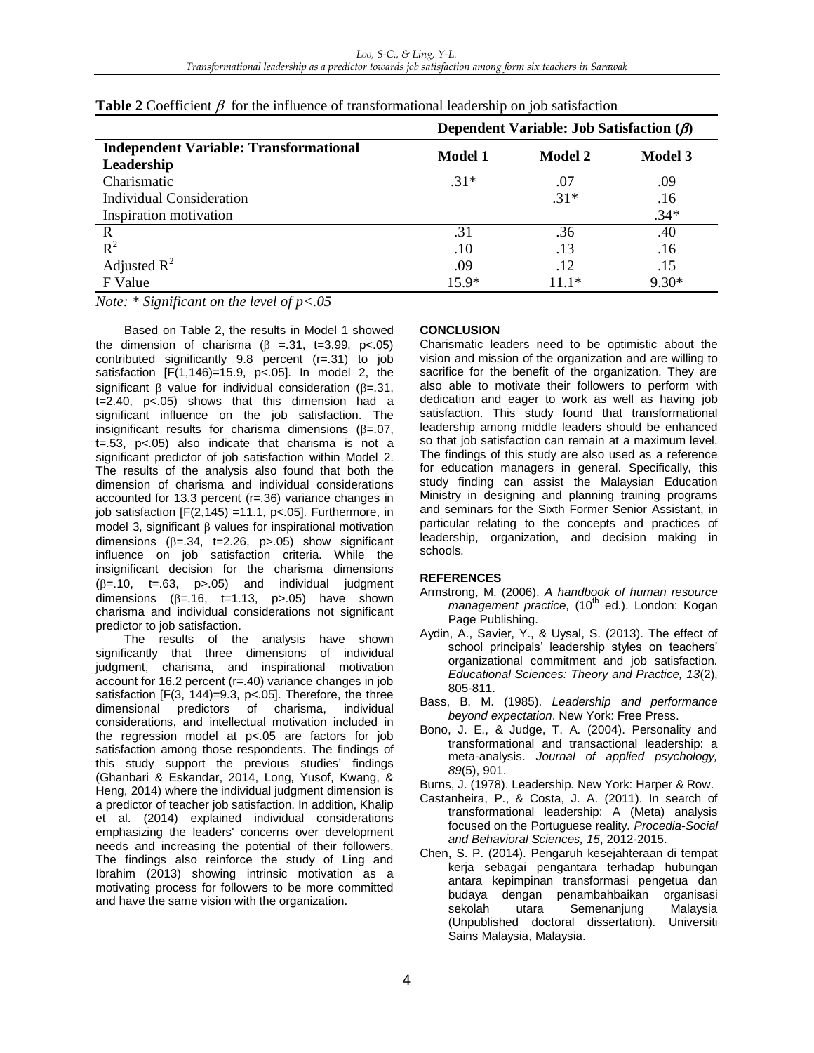**Table 2** Coefficient $\beta$ for the influence of transformational leadership on job satisfaction

| **Independent Variable: Transformational Leadership** | **Dependent Variable: Job Satisfaction ($\beta$)** | | |
|---|---|---|---|
| | **Model 1** | **Model 2** | **Model 3** |
| Charismatic | .31* | .07 | .09 |
| Individual Consideration | | .31* | .16 |
| Inspiration motivation | | | .34* |
| R | .31 | .36 | .40 |
| $R^2$ | .10 | .13 | .16 |
| Adjusted $R^2$ | .09 | .12 | .15 |
| F Value | 15.9* | 11.1* | 9.30* |

*Note: * Significant on the level of p<.05*

Based on Table 2, the results in Model 1 showed the dimension of charisma ($\beta$ =.31, t=3.99, p<.05) contributed significantly 9.8 percent (r=.31) to job satisfaction [F(1,146)=15.9, p<.05]. In model 2, the significant $\beta$ value for individual consideration ($\beta$=.31, t=2.40, p<.05) shows that this dimension had a significant influence on the job satisfaction. The insignificant results for charisma dimensions ($\beta$=.07, t=.53, p<.05) also indicate that charisma is not a significant predictor of job satisfaction within Model 2. The results of the analysis also found that both the dimension of charisma and individual considerations accounted for 13.3 percent (r=.36) variance changes in job satisfaction [F(2,145) =11.1, p<.05]. Furthermore, in model 3, significant $\beta$ values for inspirational motivation dimensions ($\beta$=.34, t=2.26, p>.05) show significant influence on job satisfaction criteria. While the insignificant decision for the charisma dimensions ($\beta$=.10, t=.63, p>.05) and individual judgment dimensions ($\beta$=.16, t=1.13, p>.05) have shown charisma and individual considerations not significant predictor to job satisfaction.

The results of the analysis have shown significantly that three dimensions of individual judgment, charisma, and inspirational motivation account for 16.2 percent (r=.40) variance changes in job satisfaction [F(3, 144)=9.3, p<.05]. Therefore, the three dimensional predictors of charisma, individual considerations, and intellectual motivation included in the regression model at p<.05 are factors for job satisfaction among those respondents. The findings of this study support the previous studies' findings (Ghanbari & Eskandar, 2014, Long, Yusof, Kwang, & Heng, 2014) where the individual judgment dimension is a predictor of teacher job satisfaction. In addition, Khalip et al. (2014) explained individual considerations emphasizing the leaders' concerns over development needs and increasing the potential of their followers. The findings also reinforce the study of Ling and Ibrahim (2013) showing intrinsic motivation as a motivating process for followers to be more committed and have the same vision with the organization.

## CONCLUSION

Charismatic leaders need to be optimistic about the vision and mission of the organization and are willing to sacrifice for the benefit of the organization. They are also able to motivate their followers to perform with dedication and eager to work as well as having job satisfaction. This study found that transformational leadership among middle leaders should be enhanced so that job satisfaction can remain at a maximum level. The findings of this study are also used as a reference for education managers in general. Specifically, this study finding can assist the Malaysian Education Ministry in designing and planning training programs and seminars for the Sixth Former Senior Assistant, in particular relating to the concepts and practices of leadership, organization, and decision making in schools.

## REFERENCES

Armstrong, M. (2006). *A handbook of human resource management practice*, (10th ed.). London: Kogan Page Publishing.

Aydin, A., Savier, Y., & Uysal, S. (2013). The effect of school principals' leadership styles on teachers' organizational commitment and job satisfaction. *Educational Sciences: Theory and Practice, 13*(2), 805-811.

Bass, B. M. (1985). *Leadership and performance beyond expectation*. New York: Free Press.

Bono, J. E., & Judge, T. A. (2004). Personality and transformational and transactional leadership: a meta-analysis. *Journal of applied psychology, 89*(5), 901.

Burns, J. (1978). Leadership. New York: Harper & Row.

Castanheira, P., & Costa, J. A. (2011). In search of transformational leadership: A (Meta) analysis focused on the Portuguese reality. *Procedia-Social and Behavioral Sciences, 15*, 2012-2015.

Chen, S. P. (2014). Pengaruh kesejahteraan di tempat kerja sebagai pengantara terhadap hubungan antara kepimpinan transformasi pengetua dan budaya dengan penambahbaikan organisasi sekolah utara Semenanjung Malaysia (Unpublished doctoral dissertation). Universiti Sains Malaysia, Malaysia.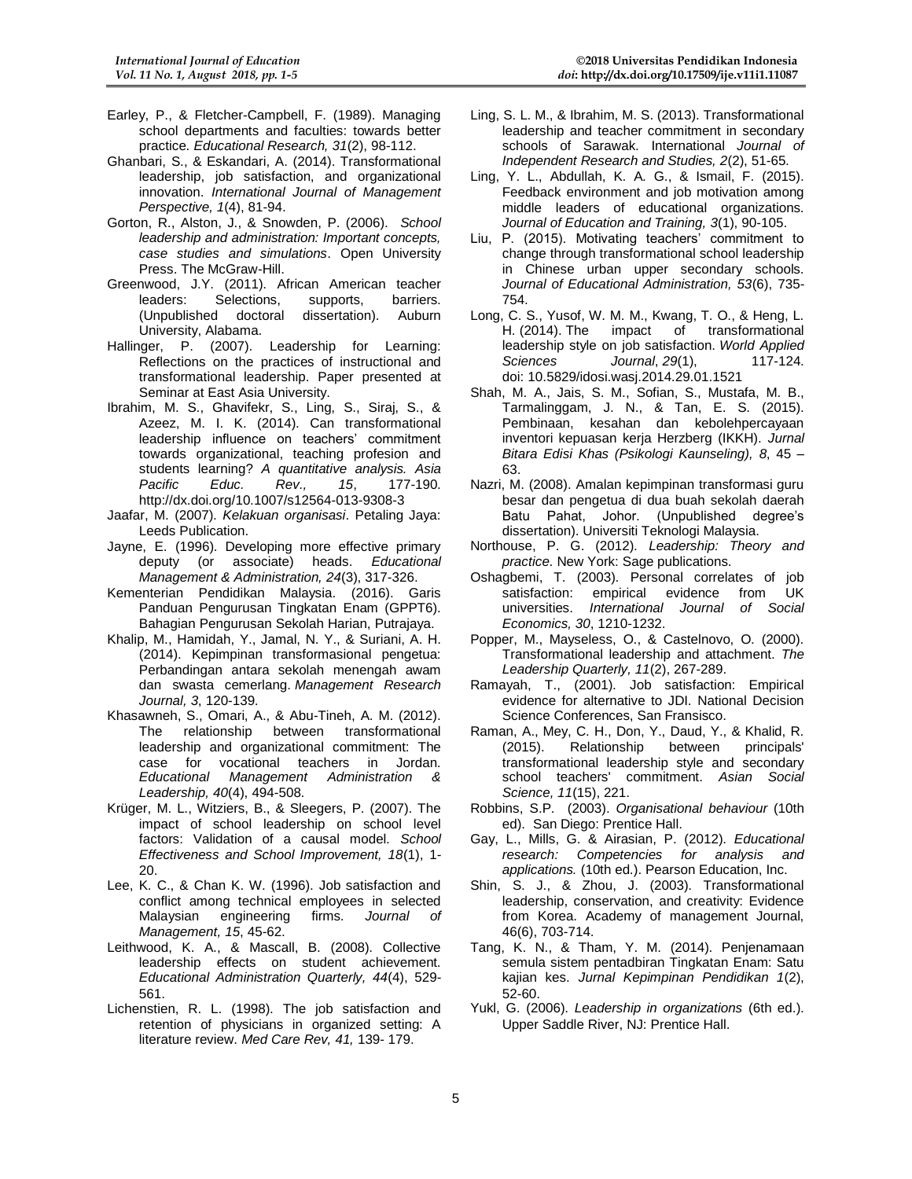Earley, P., & Fletcher-Campbell, F. (1989). Managing school departments and faculties: towards better practice. *Educational Research, 31*(2), 98-112.

Ghanbari, S., & Eskandari, A. (2014). Transformational leadership, job satisfaction, and organizational innovation. *International Journal of Management Perspective, 1*(4), 81-94.

Gorton, R., Alston, J., & Snowden, P. (2006). *School leadership and administration: Important concepts, case studies and simulations*. Open University Press. The McGraw-Hill.

Greenwood, J.Y. (2011). African American teacher leaders: Selections, supports, barriers. (Unpublished doctoral dissertation). Auburn University, Alabama.

Hallinger, P. (2007). Leadership for Learning: Reflections on the practices of instructional and transformational leadership. Paper presented at Seminar at East Asia University.

Ibrahim, M. S., Ghavifekr, S., Ling, S., Siraj, S., & Azeez, M. I. K. (2014). Can transformational leadership influence on teachers' commitment towards organizational, teaching profesion and students learning? *A quantitative analysis. Asia Pacific Educ. Rev., 15*, 177-190. http://dx.doi.org/10.1007/s12564-013-9308-3

Jaafar, M. (2007). *Kelakuan organisasi*. Petaling Jaya: Leeds Publication.

Jayne, E. (1996). Developing more effective primary deputy (or associate) heads. *Educational Management & Administration, 24*(3), 317-326.

Kementerian Pendidikan Malaysia. (2016). Garis Panduan Pengurusan Tingkatan Enam (GPPT6). Bahagian Pengurusan Sekolah Harian, Putrajaya.

Khalip, M., Hamidah, Y., Jamal, N. Y., & Suriani, A. H. (2014). Kepimpinan transformasional pengetua: Perbandingan antara sekolah menengah awam dan swasta cemerlang. *Management Research Journal, 3*, 120-139.

Khasawneh, S., Omari, A., & Abu-Tineh, A. M. (2012). The relationship between transformational leadership and organizational commitment: The case for vocational teachers in Jordan. *Educational Management Administration & Leadership, 40*(4), 494-508.

Krüger, M. L., Witziers, B., & Sleegers, P. (2007). The impact of school leadership on school level factors: Validation of a causal model. *School Effectiveness and School Improvement, 18*(1), 1-20.

Lee, K. C., & Chan K. W. (1996). Job satisfaction and conflict among technical employees in selected Malaysian engineering firms. *Journal of Management, 15*, 45-62.

Leithwood, K. A., & Mascall, B. (2008). Collective leadership effects on student achievement. *Educational Administration Quarterly, 44*(4), 529-561.

Lichenstien, R. L. (1998). The job satisfaction and retention of physicians in organized setting: A literature review. *Med Care Rev, 41,* 139- 179.

Ling, S. L. M., & Ibrahim, M. S. (2013). Transformational leadership and teacher commitment in secondary schools of Sarawak. International *Journal of Independent Research and Studies, 2*(2), 51-65.

Ling, Y. L., Abdullah, K. A. G., & Ismail, F. (2015). Feedback environment and job motivation among middle leaders of educational organizations. *Journal of Education and Training, 3*(1), 90-105.

Liu, P. (2015). Motivating teachers' commitment to change through transformational school leadership in Chinese urban upper secondary schools. *Journal of Educational Administration, 53*(6), 735-754.

Long, C. S., Yusof, W. M. M., Kwang, T. O., & Heng, L. H. (2014). The impact of transformational leadership style on job satisfaction. *World Applied Sciences Journal*, *29*(1), 117-124. doi: 10.5829/idosi.wasj.2014.29.01.1521

Shah, M. A., Jais, S. M., Sofian, S., Mustafa, M. B., Tarmalinggam, J. N., & Tan, E. S. (2015). Pembinaan, kesahan dan kebolehpercayaan inventori kepuasan kerja Herzberg (IKKH). *Jurnal Bitara Edisi Khas (Psikologi Kaunseling), 8*, 45 – 63.

Nazri, M. (2008). Amalan kepimpinan transformasi guru besar dan pengetua di dua buah sekolah daerah Batu Pahat, Johor. (Unpublished degree's dissertation). Universiti Teknologi Malaysia.

Northouse, P. G. (2012). *Leadership: Theory and practice.* New York: Sage publications.

Oshagbemi, T. (2003). Personal correlates of job satisfaction: empirical evidence from UK universities. *International Journal of Social Economics, 30*, 1210-1232.

Popper, M., Mayseless, O., & Castelnovo, O. (2000). Transformational leadership and attachment. *The Leadership Quarterly, 11*(2), 267-289.

Ramayah, T., (2001). Job satisfaction: Empirical evidence for alternative to JDI. National Decision Science Conferences, San Fransisco.

Raman, A., Mey, C. H., Don, Y., Daud, Y., & Khalid, R. (2015). Relationship between principals' transformational leadership style and secondary school teachers' commitment. *Asian Social Science, 11*(15), 221.

Robbins, S.P. (2003). *Organisational behaviour* (10th ed). San Diego: Prentice Hall.

Gay, L., Mills, G. & Airasian, P. (2012). *Educational research: Competencies for analysis and applications.* (10th ed.). Pearson Education, Inc.

Shin, S. J., & Zhou, J. (2003). Transformational leadership, conservation, and creativity: Evidence from Korea. Academy of management Journal, 46(6), 703-714.

Tang, K. N., & Tham, Y. M. (2014). Penjenamaan semula sistem pentadbiran Tingkatan Enam: Satu kajian kes. *Jurnal Kepimpinan Pendidikan 1*(2), 52-60.

Yukl, G. (2006). *Leadership in organizations* (6th ed.). Upper Saddle River, NJ: Prentice Hall.